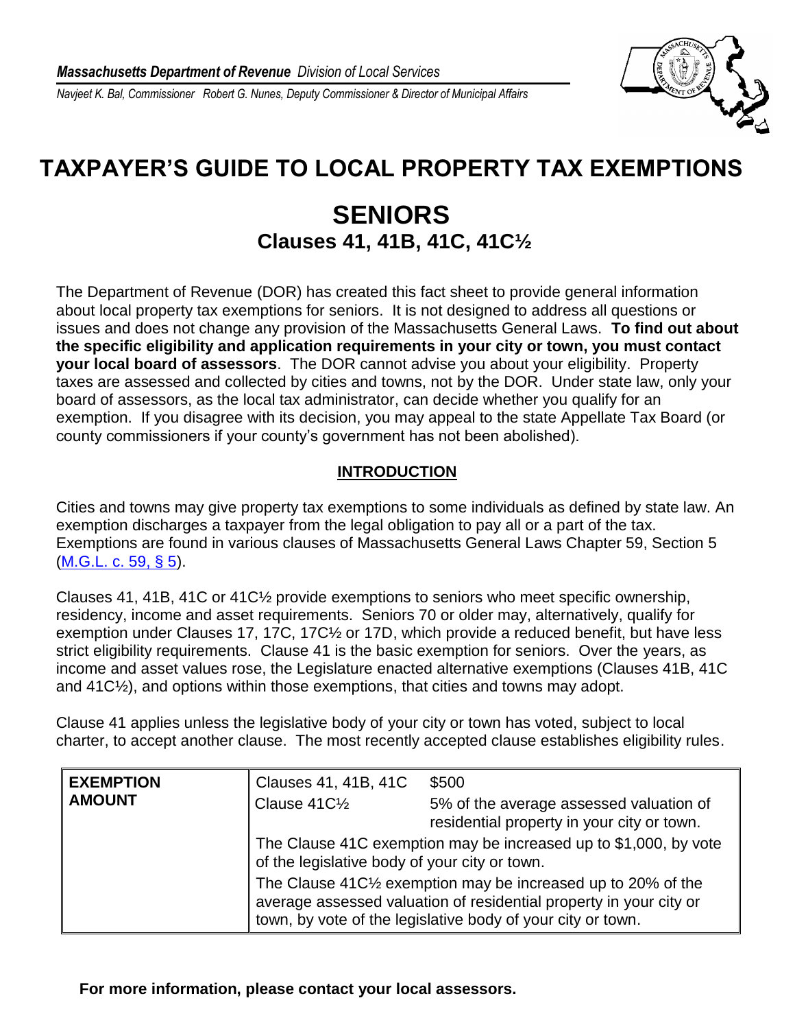*Massachusetts Department of Revenue* *Division of Local Services*

*Navjeet K. Bal, Commissioner   Robert G. Nunes, Deputy Commissioner & Director of Municipal Affairs*

# TAXPAYER'S GUIDE TO LOCAL PROPERTY TAX EXEMPTIONS

# SENIORS

## Clauses 41, 41B, 41C, 41C½

The Department of Revenue (DOR) has created this fact sheet to provide general information about local property tax exemptions for seniors. It is not designed to address all questions or issues and does not change any provision of the Massachusetts General Laws. **To find out about the specific eligibility and application requirements in your city or town, you must contact your local board of assessors**. The DOR cannot advise you about your eligibility. Property taxes are assessed and collected by cities and towns, not by the DOR. Under state law, only your board of assessors, as the local tax administrator, can decide whether you qualify for an exemption. If you disagree with its decision, you may appeal to the state Appellate Tax Board (or county commissioners if your county's government has not been abolished).

### INTRODUCTION

Cities and towns may give property tax exemptions to some individuals as defined by state law. An exemption discharges a taxpayer from the legal obligation to pay all or a part of the tax. Exemptions are found in various clauses of Massachusetts General Laws Chapter 59, Section 5 (M.G.L. c. 59, § 5).

Clauses 41, 41B, 41C or 41C½ provide exemptions to seniors who meet specific ownership, residency, income and asset requirements. Seniors 70 or older may, alternatively, qualify for exemption under Clauses 17, 17C, 17C½ or 17D, which provide a reduced benefit, but have less strict eligibility requirements. Clause 41 is the basic exemption for seniors. Over the years, as income and asset values rose, the Legislature enacted alternative exemptions (Clauses 41B, 41C and 41C½), and options within those exemptions, that cities and towns may adopt.

Clause 41 applies unless the legislative body of your city or town has voted, subject to local charter, to accept another clause. The most recently accepted clause establishes eligibility rules.

| **EXEMPTION AMOUNT** | | |
|---|---|---|
| | Clauses 41, 41B, 41C | $500 |
| | Clause 41C½ | 5% of the average assessed valuation of residential property in your city or town. |
| | The Clause 41C exemption may be increased up to $1,000, by vote of the legislative body of your city or town. | |
| | The Clause 41C½ exemption may be increased up to 20% of the average assessed valuation of residential property in your city or town, by vote of the legislative body of your city or town. | |

**For more information, please contact your local assessors.**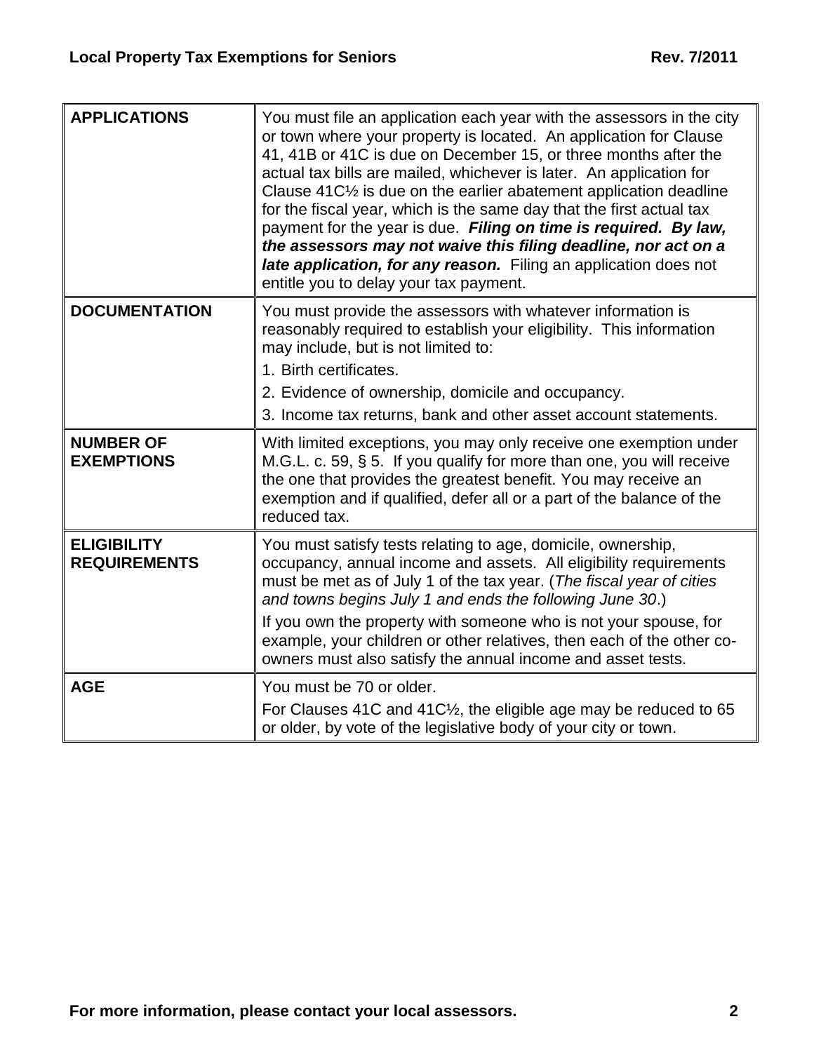| | |
|---|---|
| **APPLICATIONS** | You must file an application each year with the assessors in the city or town where your property is located. An application for Clause 41, 41B or 41C is due on December 15, or three months after the actual tax bills are mailed, whichever is later. An application for Clause 41C½ is due on the earlier abatement application deadline for the fiscal year, which is the same day that the first actual tax payment for the year is due. ***Filing on time is required. By law, the assessors may not waive this filing deadline, nor act on a late application, for any reason.*** Filing an application does not entitle you to delay your tax payment. |
| **DOCUMENTATION** | You must provide the assessors with whatever information is reasonably required to establish your eligibility. This information may include, but is not limited to:<br>1. Birth certificates.<br>2. Evidence of ownership, domicile and occupancy.<br>3. Income tax returns, bank and other asset account statements. |
| **NUMBER OF EXEMPTIONS** | With limited exceptions, you may only receive one exemption under M.G.L. c. 59, § 5. If you qualify for more than one, you will receive the one that provides the greatest benefit. You may receive an exemption and if qualified, defer all or a part of the balance of the reduced tax. |
| **ELIGIBILITY REQUIREMENTS** | You must satisfy tests relating to age, domicile, ownership, occupancy, annual income and assets. All eligibility requirements must be met as of July 1 of the tax year. (*The fiscal year of cities and towns begins July 1 and ends the following June 30*.)<br>If you own the property with someone who is not your spouse, for example, your children or other relatives, then each of the other co-owners must also satisfy the annual income and asset tests. |
| **AGE** | You must be 70 or older.<br>For Clauses 41C and 41C½, the eligible age may be reduced to 65 or older, by vote of the legislative body of your city or town. |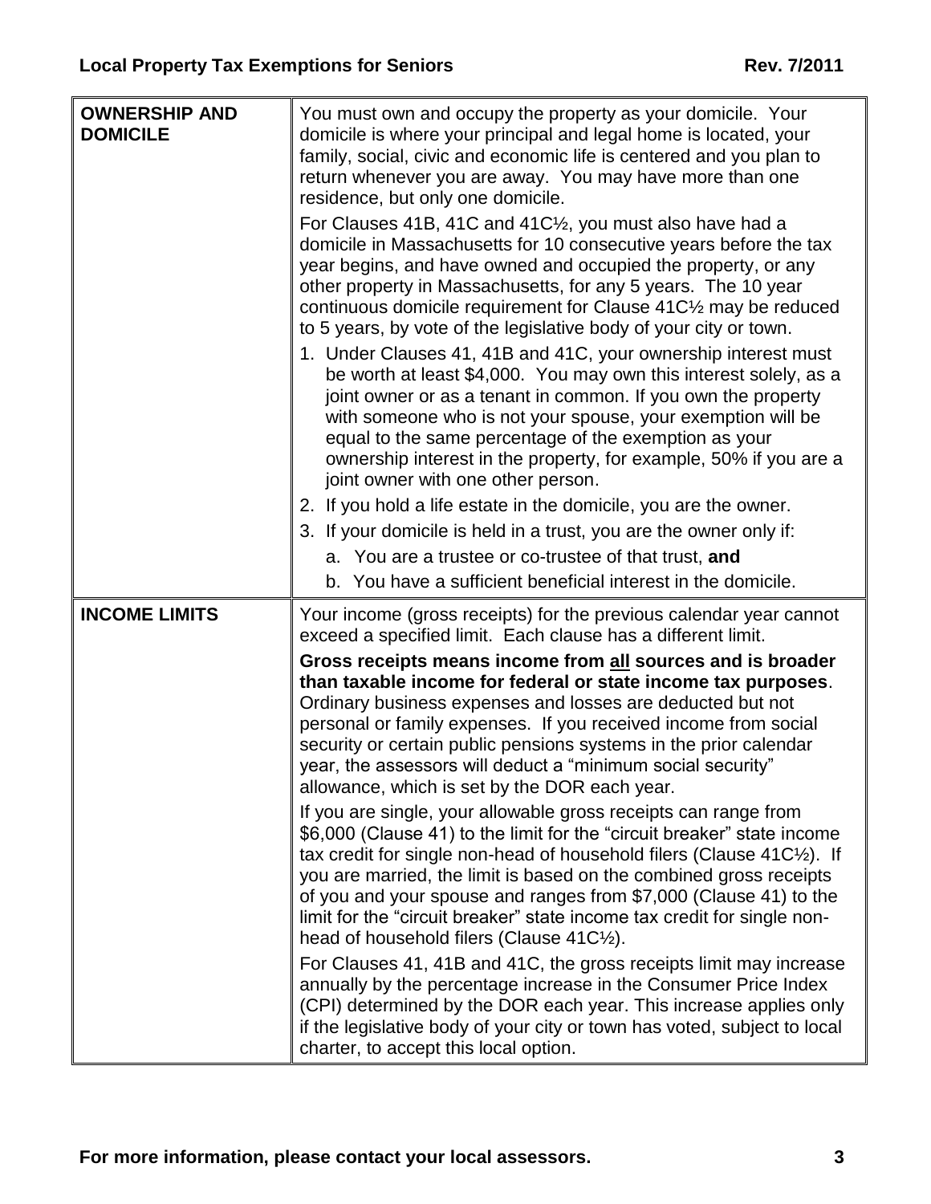| | |
|---|---|
| **OWNERSHIP AND DOMICILE** | You must own and occupy the property as your domicile. Your domicile is where your principal and legal home is located, your family, social, civic and economic life is centered and you plan to return whenever you are away. You may have more than one residence, but only one domicile.<br><br>For Clauses 41B, 41C and 41C½, you must also have had a domicile in Massachusetts for 10 consecutive years before the tax year begins, and have owned and occupied the property, or any other property in Massachusetts, for any 5 years. The 10 year continuous domicile requirement for Clause 41C½ may be reduced to 5 years, by vote of the legislative body of your city or town.<br><br>1. Under Clauses 41, 41B and 41C, your ownership interest must be worth at least $4,000. You may own this interest solely, as a joint owner or as a tenant in common. If you own the property with someone who is not your spouse, your exemption will be equal to the same percentage of the exemption as your ownership interest in the property, for example, 50% if you are a joint owner with one other person.<br>2. If you hold a life estate in the domicile, you are the owner.<br>3. If your domicile is held in a trust, you are the owner only if:<br>&nbsp;&nbsp;&nbsp;a. You are a trustee or co-trustee of that trust, **and**<br>&nbsp;&nbsp;&nbsp;b. You have a sufficient beneficial interest in the domicile. |
| **INCOME LIMITS** | Your income (gross receipts) for the previous calendar year cannot exceed a specified limit. Each clause has a different limit.<br><br>**Gross receipts means income from <u>all</u> sources and is broader than taxable income for federal or state income tax purposes**. Ordinary business expenses and losses are deducted but not personal or family expenses. If you received income from social security or certain public pensions systems in the prior calendar year, the assessors will deduct a "minimum social security" allowance, which is set by the DOR each year.<br><br>If you are single, your allowable gross receipts can range from $6,000 (Clause 41) to the limit for the "circuit breaker" state income tax credit for single non-head of household filers (Clause 41C½). If you are married, the limit is based on the combined gross receipts of you and your spouse and ranges from $7,000 (Clause 41) to the limit for the "circuit breaker" state income tax credit for single non-head of household filers (Clause 41C½).<br><br>For Clauses 41, 41B and 41C, the gross receipts limit may increase annually by the percentage increase in the Consumer Price Index (CPI) determined by the DOR each year. This increase applies only if the legislative body of your city or town has voted, subject to local charter, to accept this local option. |

For more information, please contact your local assessors.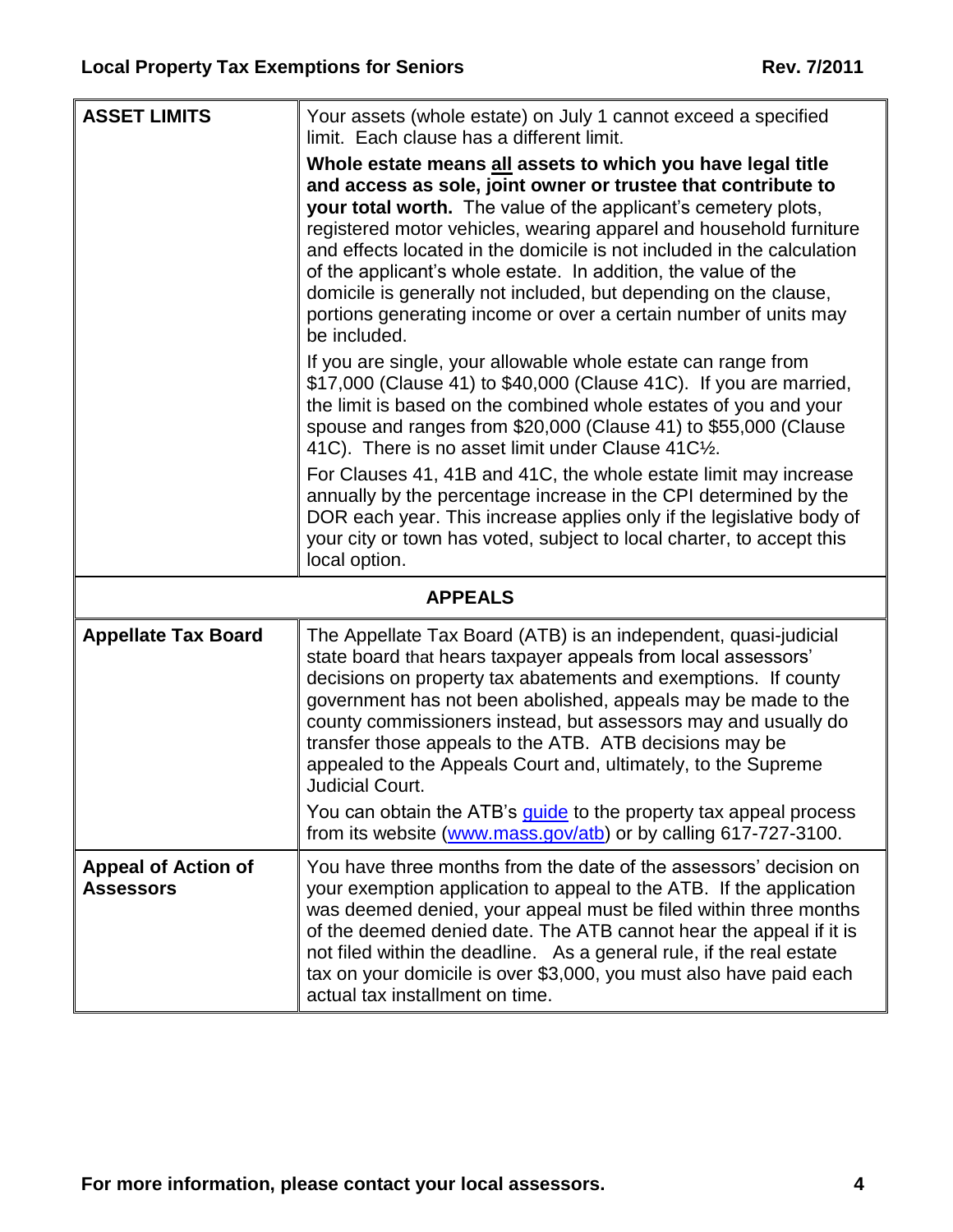| | |
|---|---|
| **ASSET LIMITS** | Your assets (whole estate) on July 1 cannot exceed a specified limit. Each clause has a different limit.<br><br>**Whole estate means <u>all</u> assets to which you have legal title and access as sole, joint owner or trustee that contribute to your total worth.** The value of the applicant's cemetery plots, registered motor vehicles, wearing apparel and household furniture and effects located in the domicile is not included in the calculation of the applicant's whole estate. In addition, the value of the domicile is generally not included, but depending on the clause, portions generating income or over a certain number of units may be included.<br><br>If you are single, your allowable whole estate can range from \$17,000 (Clause 41) to \$40,000 (Clause 41C). If you are married, the limit is based on the combined whole estates of you and your spouse and ranges from \$20,000 (Clause 41) to \$55,000 (Clause 41C). There is no asset limit under Clause 41C½.<br><br>For Clauses 41, 41B and 41C, the whole estate limit may increase annually by the percentage increase in the CPI determined by the DOR each year. This increase applies only if the legislative body of your city or town has voted, subject to local charter, to accept this local option. |
| **APPEALS** | |
| **Appellate Tax Board** | The Appellate Tax Board (ATB) is an independent, quasi-judicial state board that hears taxpayer appeals from local assessors' decisions on property tax abatements and exemptions. If county government has not been abolished, appeals may be made to the county commissioners instead, but assessors may and usually do transfer those appeals to the ATB. ATB decisions may be appealed to the Appeals Court and, ultimately, to the Supreme Judicial Court.<br><br>You can obtain the ATB's guide to the property tax appeal process from its website (www.mass.gov/atb) or by calling 617-727-3100. |
| **Appeal of Action of Assessors** | You have three months from the date of the assessors' decision on your exemption application to appeal to the ATB. If the application was deemed denied, your appeal must be filed within three months of the deemed denied date. The ATB cannot hear the appeal if it is not filed within the deadline. As a general rule, if the real estate tax on your domicile is over \$3,000, you must also have paid each actual tax installment on time. |

**For more information, please contact your local assessors.**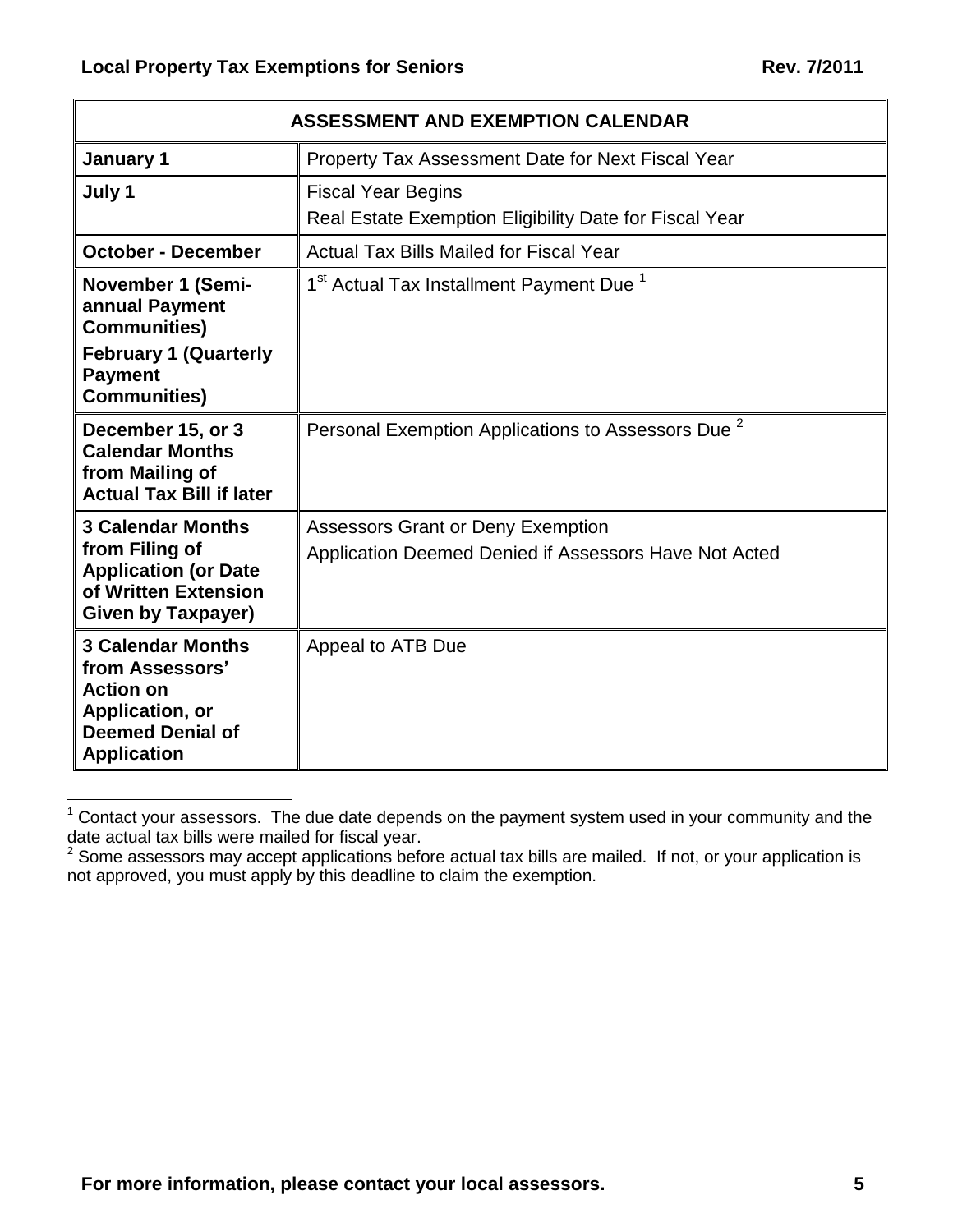| ASSESSMENT AND EXEMPTION CALENDAR | |
|---|---|
| **January 1** | Property Tax Assessment Date for Next Fiscal Year |
| **July 1** | Fiscal Year Begins<br>Real Estate Exemption Eligibility Date for Fiscal Year |
| **October - December** | Actual Tax Bills Mailed for Fiscal Year |
| **November 1 (Semi-annual Payment Communities)**<br>**February 1 (Quarterly Payment Communities)** | 1st Actual Tax Installment Payment Due [1] |
| **December 15, or 3 Calendar Months from Mailing of Actual Tax Bill if later** | Personal Exemption Applications to Assessors Due [2] |
| **3 Calendar Months from Filing of Application (or Date of Written Extension Given by Taxpayer)** | Assessors Grant or Deny Exemption<br>Application Deemed Denied if Assessors Have Not Acted |
| **3 Calendar Months from Assessors' Action on Application, or Deemed Denial of Application** | Appeal to ATB Due |

[1] Contact your assessors. The due date depends on the payment system used in your community and the date actual tax bills were mailed for fiscal year.

[2] Some assessors may accept applications before actual tax bills are mailed. If not, or your application is not approved, you must apply by this deadline to claim the exemption.

**For more information, please contact your local assessors.**